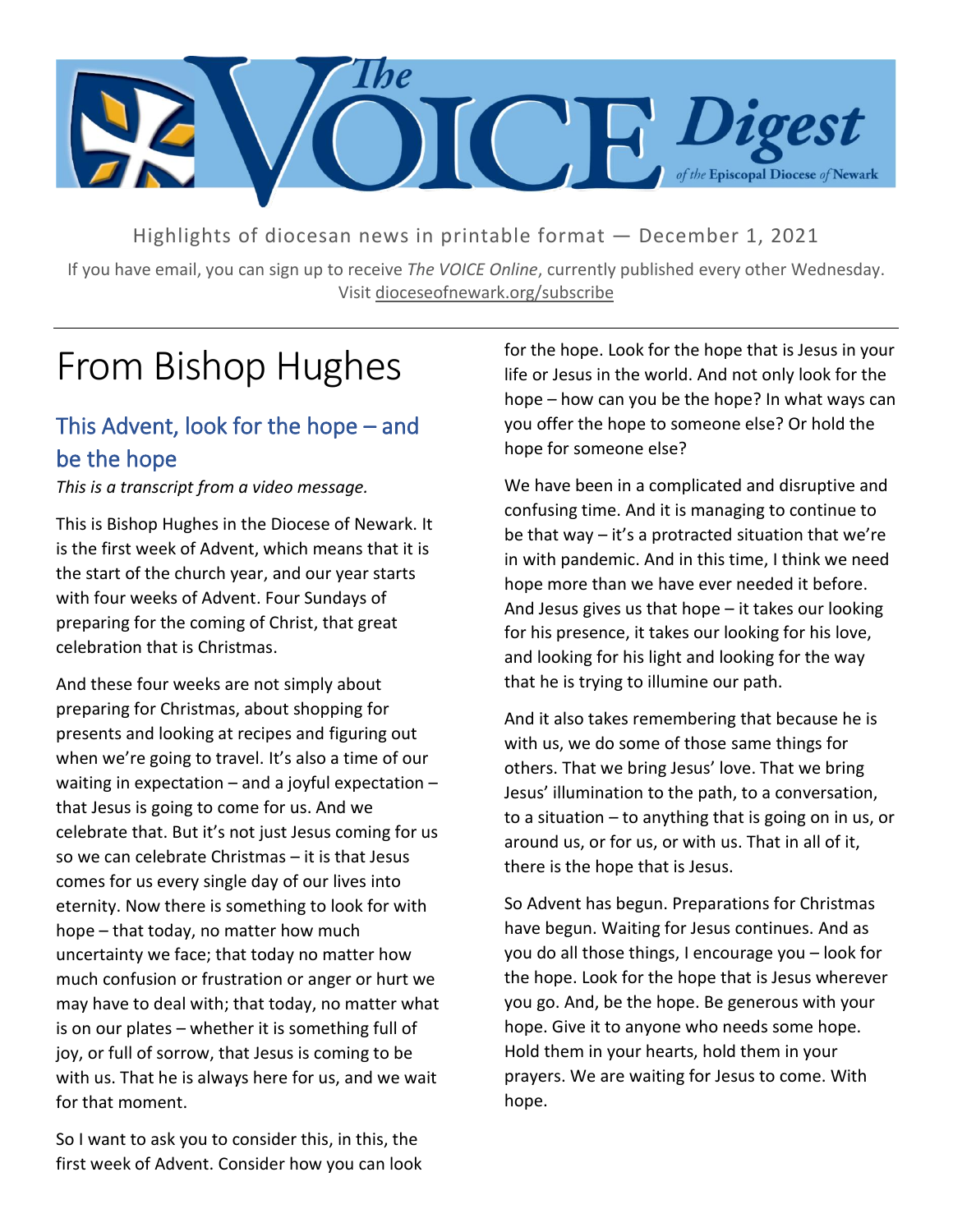# The VOICE Digest

of the Episcopal Diocese of Newark

Highlights of diocesan news in printable format — December 1, 2021

If you have email, you can sign up to receive *The VOICE Online*, currently published every other Wednesday. Visit dioceseofnewark.org/subscribe

---

# From Bishop Hughes

## This Advent, look for the hope – and be the hope

*This is a transcript from a video message.*

This is Bishop Hughes in the Diocese of Newark. It is the first week of Advent, which means that it is the start of the church year, and our year starts with four weeks of Advent. Four Sundays of preparing for the coming of Christ, that great celebration that is Christmas.

And these four weeks are not simply about preparing for Christmas, about shopping for presents and looking at recipes and figuring out when we're going to travel. It's also a time of our waiting in expectation – and a joyful expectation – that Jesus is going to come for us. And we celebrate that. But it's not just Jesus coming for us so we can celebrate Christmas – it is that Jesus comes for us every single day of our lives into eternity. Now there is something to look for with hope – that today, no matter how much uncertainty we face; that today no matter how much confusion or frustration or anger or hurt we may have to deal with; that today, no matter what is on our plates – whether it is something full of joy, or full of sorrow, that Jesus is coming to be with us. That he is always here for us, and we wait for that moment.

So I want to ask you to consider this, in this, the first week of Advent. Consider how you can look for the hope. Look for the hope that is Jesus in your life or Jesus in the world. And not only look for the hope – how can you be the hope? In what ways can you offer the hope to someone else? Or hold the hope for someone else?

We have been in a complicated and disruptive and confusing time. And it is managing to continue to be that way – it's a protracted situation that we're in with pandemic. And in this time, I think we need hope more than we have ever needed it before. And Jesus gives us that hope – it takes our looking for his presence, it takes our looking for his love, and looking for his light and looking for the way that he is trying to illumine our path.

And it also takes remembering that because he is with us, we do some of those same things for others. That we bring Jesus' love. That we bring Jesus' illumination to the path, to a conversation, to a situation – to anything that is going on in us, or around us, or for us, or with us. That in all of it, there is the hope that is Jesus.

So Advent has begun. Preparations for Christmas have begun. Waiting for Jesus continues. And as you do all those things, I encourage you – look for the hope. Look for the hope that is Jesus wherever you go. And, be the hope. Be generous with your hope. Give it to anyone who needs some hope. Hold them in your hearts, hold them in your prayers. We are waiting for Jesus to come. With hope.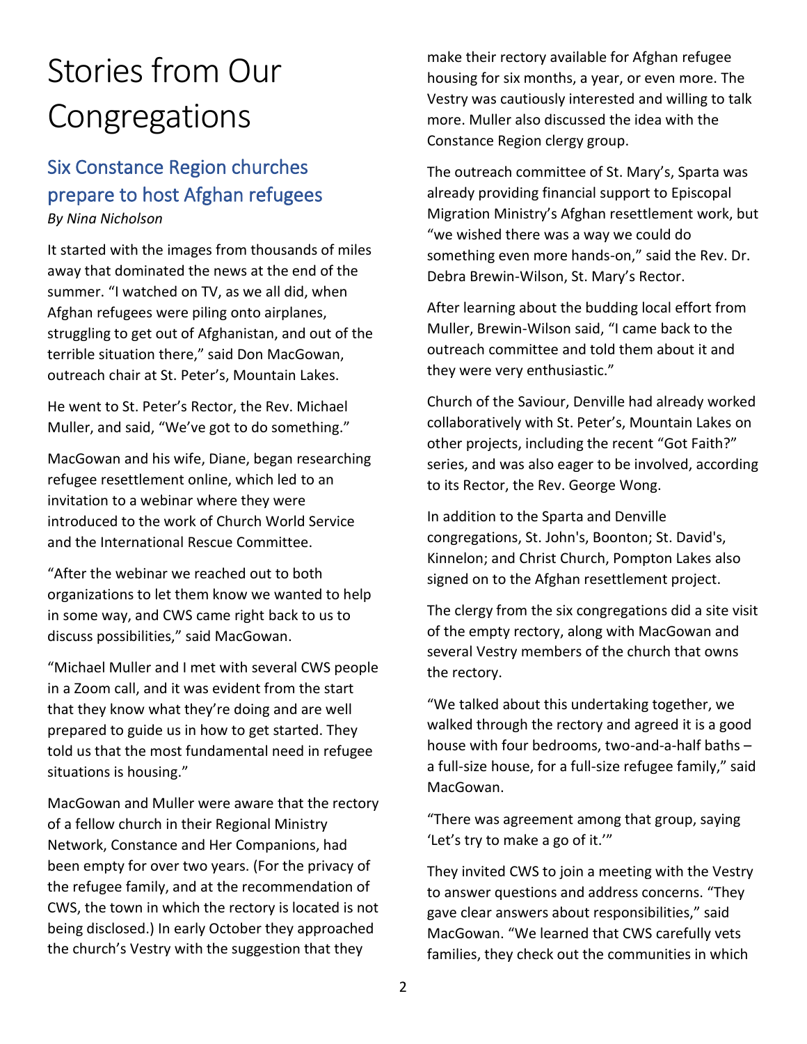# Stories from Our Congregations

## Six Constance Region churches prepare to host Afghan refugees

*By Nina Nicholson*

It started with the images from thousands of miles away that dominated the news at the end of the summer. "I watched on TV, as we all did, when Afghan refugees were piling onto airplanes, struggling to get out of Afghanistan, and out of the terrible situation there," said Don MacGowan, outreach chair at St. Peter's, Mountain Lakes.

He went to St. Peter's Rector, the Rev. Michael Muller, and said, "We've got to do something."

MacGowan and his wife, Diane, began researching refugee resettlement online, which led to an invitation to a webinar where they were introduced to the work of Church World Service and the International Rescue Committee.

"After the webinar we reached out to both organizations to let them know we wanted to help in some way, and CWS came right back to us to discuss possibilities," said MacGowan.

"Michael Muller and I met with several CWS people in a Zoom call, and it was evident from the start that they know what they're doing and are well prepared to guide us in how to get started. They told us that the most fundamental need in refugee situations is housing."

MacGowan and Muller were aware that the rectory of a fellow church in their Regional Ministry Network, Constance and Her Companions, had been empty for over two years. (For the privacy of the refugee family, and at the recommendation of CWS, the town in which the rectory is located is not being disclosed.) In early October they approached the church's Vestry with the suggestion that they make their rectory available for Afghan refugee housing for six months, a year, or even more. The Vestry was cautiously interested and willing to talk more. Muller also discussed the idea with the Constance Region clergy group.

The outreach committee of St. Mary's, Sparta was already providing financial support to Episcopal Migration Ministry's Afghan resettlement work, but "we wished there was a way we could do something even more hands-on," said the Rev. Dr. Debra Brewin-Wilson, St. Mary's Rector.

After learning about the budding local effort from Muller, Brewin-Wilson said, "I came back to the outreach committee and told them about it and they were very enthusiastic."

Church of the Saviour, Denville had already worked collaboratively with St. Peter's, Mountain Lakes on other projects, including the recent "Got Faith?" series, and was also eager to be involved, according to its Rector, the Rev. George Wong.

In addition to the Sparta and Denville congregations, St. John's, Boonton; St. David's, Kinnelon; and Christ Church, Pompton Lakes also signed on to the Afghan resettlement project.

The clergy from the six congregations did a site visit of the empty rectory, along with MacGowan and several Vestry members of the church that owns the rectory.

"We talked about this undertaking together, we walked through the rectory and agreed it is a good house with four bedrooms, two-and-a-half baths – a full-size house, for a full-size refugee family," said MacGowan.

"There was agreement among that group, saying 'Let's try to make a go of it.'"

They invited CWS to join a meeting with the Vestry to answer questions and address concerns. "They gave clear answers about responsibilities," said MacGowan. "We learned that CWS carefully vets families, they check out the communities in which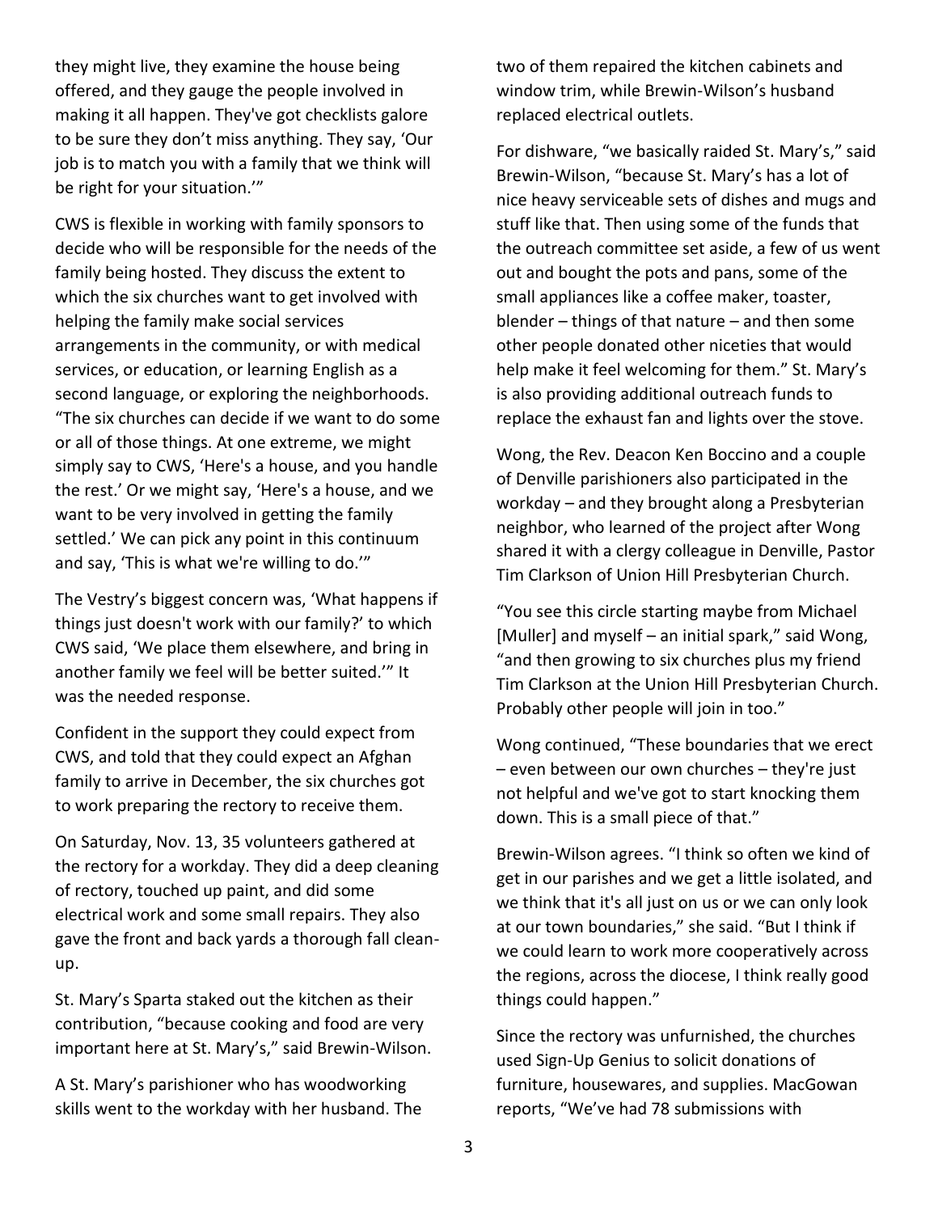they might live, they examine the house being offered, and they gauge the people involved in making it all happen. They've got checklists galore to be sure they don't miss anything. They say, 'Our job is to match you with a family that we think will be right for your situation.'"

CWS is flexible in working with family sponsors to decide who will be responsible for the needs of the family being hosted. They discuss the extent to which the six churches want to get involved with helping the family make social services arrangements in the community, or with medical services, or education, or learning English as a second language, or exploring the neighborhoods. "The six churches can decide if we want to do some or all of those things. At one extreme, we might simply say to CWS, 'Here's a house, and you handle the rest.' Or we might say, 'Here's a house, and we want to be very involved in getting the family settled.' We can pick any point in this continuum and say, 'This is what we're willing to do.'"

The Vestry's biggest concern was, 'What happens if things just doesn't work with our family?' to which CWS said, 'We place them elsewhere, and bring in another family we feel will be better suited.'" It was the needed response.

Confident in the support they could expect from CWS, and told that they could expect an Afghan family to arrive in December, the six churches got to work preparing the rectory to receive them.

On Saturday, Nov. 13, 35 volunteers gathered at the rectory for a workday. They did a deep cleaning of rectory, touched up paint, and did some electrical work and some small repairs. They also gave the front and back yards a thorough fall clean-up.

St. Mary's Sparta staked out the kitchen as their contribution, "because cooking and food are very important here at St. Mary's," said Brewin-Wilson.

A St. Mary's parishioner who has woodworking skills went to the workday with her husband. The two of them repaired the kitchen cabinets and window trim, while Brewin-Wilson's husband replaced electrical outlets.

For dishware, "we basically raided St. Mary's," said Brewin-Wilson, "because St. Mary's has a lot of nice heavy serviceable sets of dishes and mugs and stuff like that. Then using some of the funds that the outreach committee set aside, a few of us went out and bought the pots and pans, some of the small appliances like a coffee maker, toaster, blender – things of that nature – and then some other people donated other niceties that would help make it feel welcoming for them." St. Mary's is also providing additional outreach funds to replace the exhaust fan and lights over the stove.

Wong, the Rev. Deacon Ken Boccino and a couple of Denville parishioners also participated in the workday – and they brought along a Presbyterian neighbor, who learned of the project after Wong shared it with a clergy colleague in Denville, Pastor Tim Clarkson of Union Hill Presbyterian Church.

"You see this circle starting maybe from Michael [Muller] and myself – an initial spark," said Wong, "and then growing to six churches plus my friend Tim Clarkson at the Union Hill Presbyterian Church. Probably other people will join in too."

Wong continued, "These boundaries that we erect – even between our own churches – they're just not helpful and we've got to start knocking them down. This is a small piece of that."

Brewin-Wilson agrees. "I think so often we kind of get in our parishes and we get a little isolated, and we think that it's all just on us or we can only look at our town boundaries," she said. "But I think if we could learn to work more cooperatively across the regions, across the diocese, I think really good things could happen."

Since the rectory was unfurnished, the churches used Sign-Up Genius to solicit donations of furniture, housewares, and supplies. MacGowan reports, "We've had 78 submissions with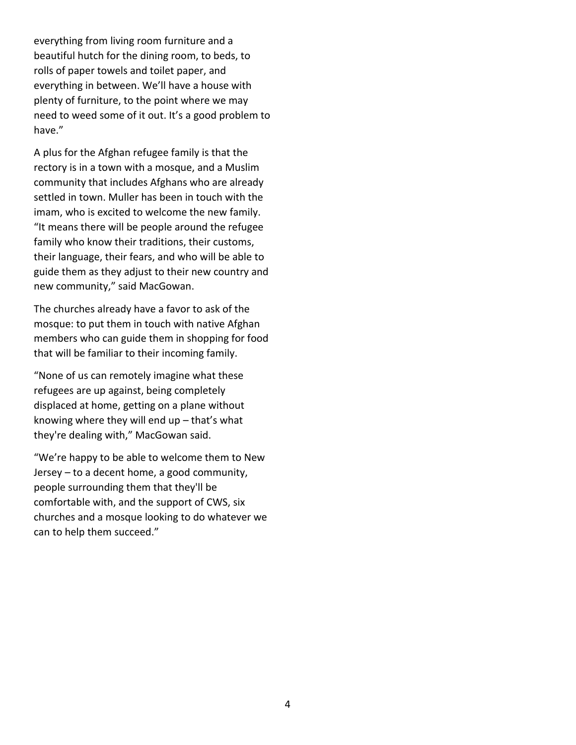everything from living room furniture and a beautiful hutch for the dining room, to beds, to rolls of paper towels and toilet paper, and everything in between. We'll have a house with plenty of furniture, to the point where we may need to weed some of it out. It's a good problem to have."

A plus for the Afghan refugee family is that the rectory is in a town with a mosque, and a Muslim community that includes Afghans who are already settled in town. Muller has been in touch with the imam, who is excited to welcome the new family. "It means there will be people around the refugee family who know their traditions, their customs, their language, their fears, and who will be able to guide them as they adjust to their new country and new community," said MacGowan.

The churches already have a favor to ask of the mosque: to put them in touch with native Afghan members who can guide them in shopping for food that will be familiar to their incoming family.

"None of us can remotely imagine what these refugees are up against, being completely displaced at home, getting on a plane without knowing where they will end up – that's what they're dealing with," MacGowan said.

"We're happy to be able to welcome them to New Jersey – to a decent home, a good community, people surrounding them that they'll be comfortable with, and the support of CWS, six churches and a mosque looking to do whatever we can to help them succeed."